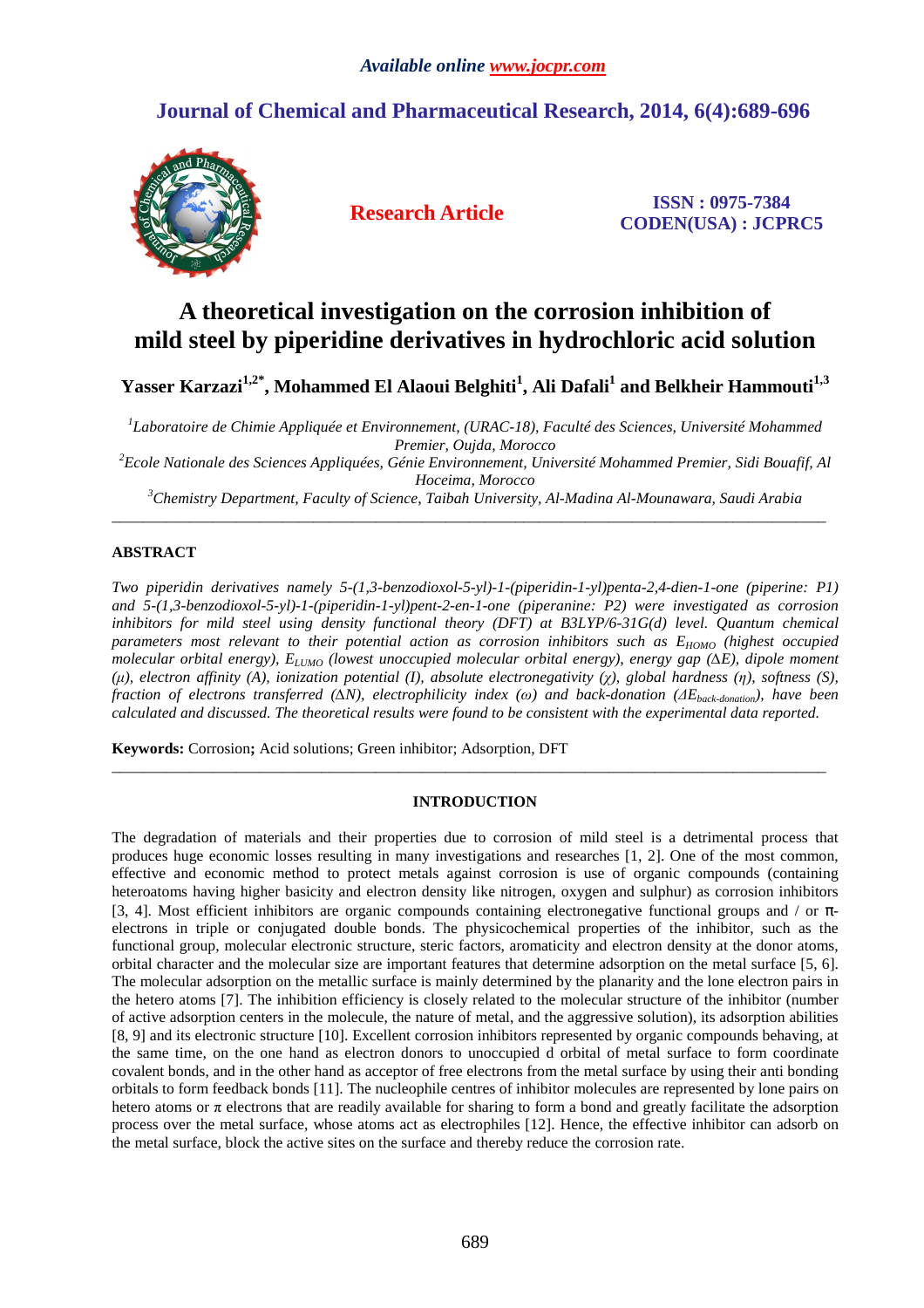Available online www.jocpr.com

# Journal of Chemical and Pharmaceutical Research, 2014, 6(4):689-696

**Research Article**

**ISSN : 0975-7384**
**CODEN(USA) : JCPRC5**

# A theoretical investigation on the corrosion inhibition of mild steel by piperidine derivatives in hydrochloric acid solution

**Yasser Karzazi[1,2*], Mohammed El Alaoui Belghiti[1], Ali Dafali[1] and Belkheir Hammouti[1,3]**

[1]*Laboratoire de Chimie Appliquée et Environnement, (URAC-18), Faculté des Sciences, Université Mohammed Premier, Oujda, Morocco*
[2]*Ecole Nationale des Sciences Appliquées, Génie Environnement, Université Mohammed Premier, Sidi Bouafif, Al Hoceima, Morocco*
[3]*Chemistry Department, Faculty of Science, Taibah University, Al-Madina Al-Mounawara, Saudi Arabia*

---

## ABSTRACT

*Two piperidin derivatives namely 5-(1,3-benzodioxol-5-yl)-1-(piperidin-1-yl)penta-2,4-dien-1-one (piperine: P1) and 5-(1,3-benzodioxol-5-yl)-1-(piperidin-1-yl)pent-2-en-1-one (piperanine: P2) were investigated as corrosion inhibitors for mild steel using density functional theory (DFT) at B3LYP/6-31G(d) level. Quantum chemical parameters most relevant to their potential action as corrosion inhibitors such as $E_{HOMO}$ (highest occupied molecular orbital energy), $E_{LUMO}$ (lowest unoccupied molecular orbital energy), energy gap ($\Delta E$), dipole moment ($\mu$), electron affinity (A), ionization potential (I), absolute electronegativity ($\chi$), global hardness ($\eta$), softness (S), fraction of electrons transferred ($\Delta N$), electrophilicity index ($\omega$) and back-donation ($\Delta E_{back\text{-}donation}$), have been calculated and discussed. The theoretical results were found to be consistent with the experimental data reported.*

**Keywords:** Corrosion**;** Acid solutions; Green inhibitor; Adsorption, DFT

---

## INTRODUCTION

The degradation of materials and their properties due to corrosion of mild steel is a detrimental process that produces huge economic losses resulting in many investigations and researches [1, 2]. One of the most common, effective and economic method to protect metals against corrosion is use of organic compounds (containing heteroatoms having higher basicity and electron density like nitrogen, oxygen and sulphur) as corrosion inhibitors [3, 4]. Most efficient inhibitors are organic compounds containing electronegative functional groups and / or π-electrons in triple or conjugated double bonds. The physicochemical properties of the inhibitor, such as the functional group, molecular electronic structure, steric factors, aromaticity and electron density at the donor atoms, orbital character and the molecular size are important features that determine adsorption on the metal surface [5, 6]. The molecular adsorption on the metallic surface is mainly determined by the planarity and the lone electron pairs in the hetero atoms [7]. The inhibition efficiency is closely related to the molecular structure of the inhibitor (number of active adsorption centers in the molecule, the nature of metal, and the aggressive solution), its adsorption abilities [8, 9] and its electronic structure [10]. Excellent corrosion inhibitors represented by organic compounds behaving, at the same time, on the one hand as electron donors to unoccupied d orbital of metal surface to form coordinate covalent bonds, and in the other hand as acceptor of free electrons from the metal surface by using their anti bonding orbitals to form feedback bonds [11]. The nucleophile centres of inhibitor molecules are represented by lone pairs on hetero atoms or $\pi$ electrons that are readily available for sharing to form a bond and greatly facilitate the adsorption process over the metal surface, whose atoms act as electrophiles [12]. Hence, the effective inhibitor can adsorb on the metal surface, block the active sites on the surface and thereby reduce the corrosion rate.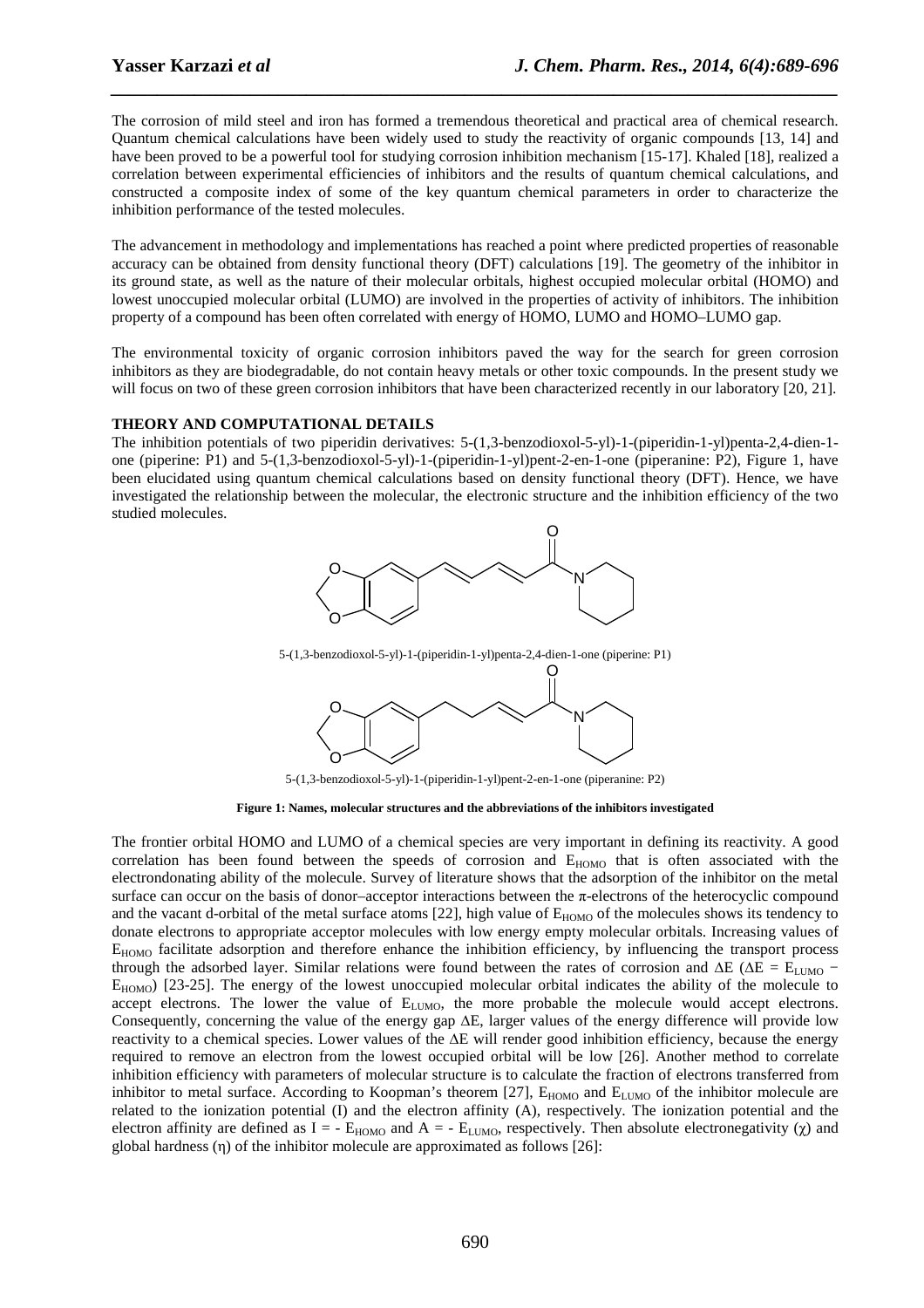The corrosion of mild steel and iron has formed a tremendous theoretical and practical area of chemical research. Quantum chemical calculations have been widely used to study the reactivity of organic compounds [13, 14] and have been proved to be a powerful tool for studying corrosion inhibition mechanism [15-17]. Khaled [18], realized a correlation between experimental efficiencies of inhibitors and the results of quantum chemical calculations, and constructed a composite index of some of the key quantum chemical parameters in order to characterize the inhibition performance of the tested molecules.

The advancement in methodology and implementations has reached a point where predicted properties of reasonable accuracy can be obtained from density functional theory (DFT) calculations [19]. The geometry of the inhibitor in its ground state, as well as the nature of their molecular orbitals, highest occupied molecular orbital (HOMO) and lowest unoccupied molecular orbital (LUMO) are involved in the properties of activity of inhibitors. The inhibition property of a compound has been often correlated with energy of HOMO, LUMO and HOMO–LUMO gap.

The environmental toxicity of organic corrosion inhibitors paved the way for the search for green corrosion inhibitors as they are biodegradable, do not contain heavy metals or other toxic compounds. In the present study we will focus on two of these green corrosion inhibitors that have been characterized recently in our laboratory [20, 21].

## THEORY AND COMPUTATIONAL DETAILS

The inhibition potentials of two piperidin derivatives: 5-(1,3-benzodioxol-5-yl)-1-(piperidin-1-yl)penta-2,4-dien-1-one (piperine: P1) and 5-(1,3-benzodioxol-5-yl)-1-(piperidin-1-yl)pent-2-en-1-one (piperanine: P2), Figure 1, have been elucidated using quantum chemical calculations based on density functional theory (DFT). Hence, we have investigated the relationship between the molecular, the electronic structure and the inhibition efficiency of the two studied molecules.

5-(1,3-benzodioxol-5-yl)-1-(piperidin-1-yl)penta-2,4-dien-1-one (piperine: P1)

5-(1,3-benzodioxol-5-yl)-1-(piperidin-1-yl)pent-2-en-1-one (piperanine: P2)

**Figure 1: Names, molecular structures and the abbreviations of the inhibitors investigated**

The frontier orbital HOMO and LUMO of a chemical species are very important in defining its reactivity. A good correlation has been found between the speeds of corrosion and $E_{HOMO}$ that is often associated with the electrondonating ability of the molecule. Survey of literature shows that the adsorption of the inhibitor on the metal surface can occur on the basis of donor–acceptor interactions between the π-electrons of the heterocyclic compound and the vacant d-orbital of the metal surface atoms [22], high value of $E_{HOMO}$ of the molecules shows its tendency to donate electrons to appropriate acceptor molecules with low energy empty molecular orbitals. Increasing values of $E_{HOMO}$ facilitate adsorption and therefore enhance the inhibition efficiency, by influencing the transport process through the adsorbed layer. Similar relations were found between the rates of corrosion and $\Delta E$ ($\Delta E = E_{LUMO} - E_{HOMO}$) [23-25]. The energy of the lowest unoccupied molecular orbital indicates the ability of the molecule to accept electrons. The lower the value of $E_{LUMO}$, the more probable the molecule would accept electrons. Consequently, concerning the value of the energy gap $\Delta E$, larger values of the energy difference will provide low reactivity to a chemical species. Lower values of the $\Delta E$ will render good inhibition efficiency, because the energy required to remove an electron from the lowest occupied orbital will be low [26]. Another method to correlate inhibition efficiency with parameters of molecular structure is to calculate the fraction of electrons transferred from inhibitor to metal surface. According to Koopman's theorem [27], $E_{HOMO}$ and $E_{LUMO}$ of the inhibitor molecule are related to the ionization potential (I) and the electron affinity (A), respectively. The ionization potential and the electron affinity are defined as $I = -E_{HOMO}$ and $A = -E_{LUMO}$, respectively. Then absolute electronegativity ($\chi$) and global hardness ($\eta$) of the inhibitor molecule are approximated as follows [26]: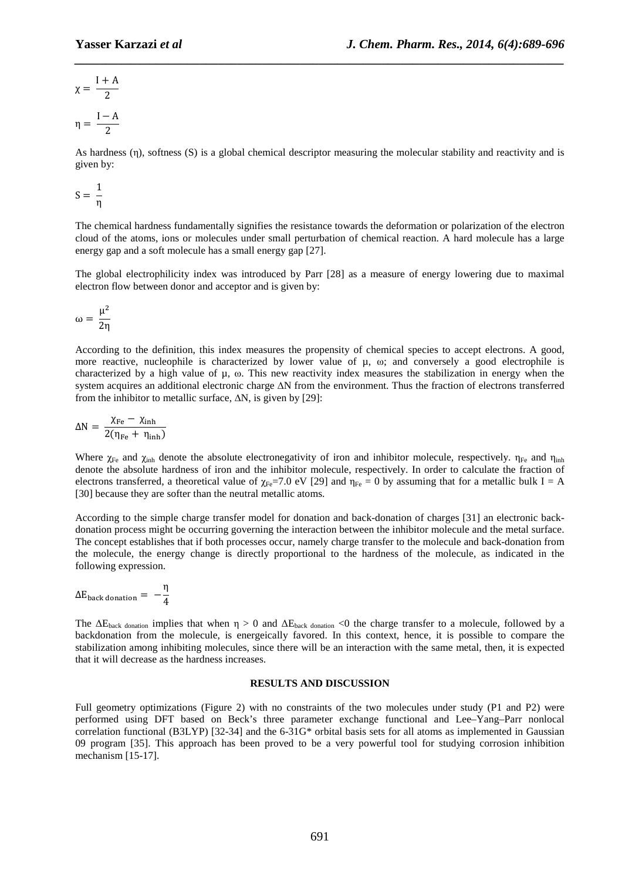$$\chi = \frac{I + A}{2}$$

$$\eta = \frac{I - A}{2}$$

As hardness (η), softness (S) is a global chemical descriptor measuring the molecular stability and reactivity and is given by:

$$S = \frac{1}{\eta}$$

The chemical hardness fundamentally signifies the resistance towards the deformation or polarization of the electron cloud of the atoms, ions or molecules under small perturbation of chemical reaction. A hard molecule has a large energy gap and a soft molecule has a small energy gap [27].

The global electrophilicity index was introduced by Parr [28] as a measure of energy lowering due to maximal electron flow between donor and acceptor and is given by:

$$\omega = \frac{\mu^2}{2\eta}$$

According to the definition, this index measures the propensity of chemical species to accept electrons. A good, more reactive, nucleophile is characterized by lower value of μ, ω; and conversely a good electrophile is characterized by a high value of μ, ω. This new reactivity index measures the stabilization in energy when the system acquires an additional electronic charge ΔN from the environment. Thus the fraction of electrons transferred from the inhibitor to metallic surface, ΔN, is given by [29]:

$$\Delta N = \frac{\chi_{Fe} - \chi_{inh}}{2(\eta_{Fe} + \eta_{inh})}$$

Where $\chi_{Fe}$ and $\chi_{inh}$ denote the absolute electronegativity of iron and inhibitor molecule, respectively. $\eta_{Fe}$ and $\eta_{inh}$ denote the absolute hardness of iron and the inhibitor molecule, respectively. In order to calculate the fraction of electrons transferred, a theoretical value of $\chi_{Fe}$=7.0 eV [29] and $\eta_{Fe}$ = 0 by assuming that for a metallic bulk I = A [30] because they are softer than the neutral metallic atoms.

According to the simple charge transfer model for donation and back-donation of charges [31] an electronic back-donation process might be occurring governing the interaction between the inhibitor molecule and the metal surface. The concept establishes that if both processes occur, namely charge transfer to the molecule and back-donation from the molecule, the energy change is directly proportional to the hardness of the molecule, as indicated in the following expression.

$$\Delta E_{back\ donation} = -\frac{\eta}{4}$$

The $\Delta E_{back\ donation}$ implies that when η > 0 and $\Delta E_{back\ donation}$ <0 the charge transfer to a molecule, followed by a backdonation from the molecule, is energeically favored. In this context, hence, it is possible to compare the stabilization among inhibiting molecules, since there will be an interaction with the same metal, then, it is expected that it will decrease as the hardness increases.

## RESULTS AND DISCUSSION

Full geometry optimizations (Figure 2) with no constraints of the two molecules under study (P1 and P2) were performed using DFT based on Beck's three parameter exchange functional and Lee–Yang–Parr nonlocal correlation functional (B3LYP) [32-34] and the 6-31G* orbital basis sets for all atoms as implemented in Gaussian 09 program [35]. This approach has been proved to be a very powerful tool for studying corrosion inhibition mechanism [15-17].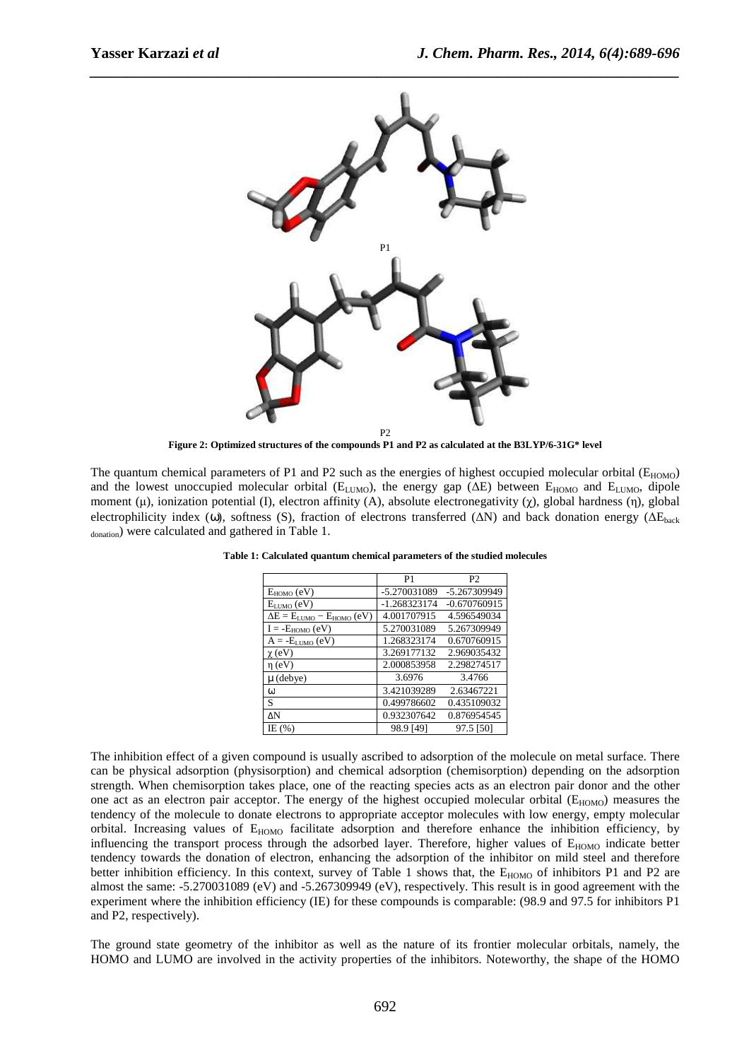P1

P2

**Figure 2: Optimized structures of the compounds P1 and P2 as calculated at the B3LYP/6-31G* level**

The quantum chemical parameters of P1 and P2 such as the energies of highest occupied molecular orbital ($E_{HOMO}$) and the lowest unoccupied molecular orbital ($E_{LUMO}$), the energy gap ($\Delta E$) between $E_{HOMO}$ and $E_{LUMO}$, dipole moment ($\mu$), ionization potential (I), electron affinity (A), absolute electronegativity ($\chi$), global hardness ($\eta$), global electrophilicity index ($\omega$), softness (S), fraction of electrons transferred ($\Delta N$) and back donation energy ($\Delta E_{back\ donation}$) were calculated and gathered in Table 1.

**Table 1: Calculated quantum chemical parameters of the studied molecules**

| | P1 | P2 |
|---|---|---|
| $E_{HOMO}$ (eV) | -5.270031089 | -5.267309949 |
| $E_{LUMO}$ (eV) | -1.268323174 | -0.670760915 |
| $\Delta E = E_{LUMO} - E_{HOMO}$ (eV) | 4.001707915 | 4.596549034 |
| $I = -E_{HOMO}$ (eV) | 5.270031089 | 5.267309949 |
| $A = -E_{LUMO}$ (eV) | 1.268323174 | 0.670760915 |
| $\chi$ (eV) | 3.269177132 | 2.969035432 |
| $\eta$ (eV) | 2.000853958 | 2.298274517 |
| $\mu$ (debye) | 3.6976 | 3.4766 |
| $\omega$ | 3.421039289 | 2.63467221 |
| S | 0.499786602 | 0.435109032 |
| $\Delta N$ | 0.932307642 | 0.876954545 |
| IE (%) | 98.9 [49] | 97.5 [50] |

The inhibition effect of a given compound is usually ascribed to adsorption of the molecule on metal surface. There can be physical adsorption (physisorption) and chemical adsorption (chemisorption) depending on the adsorption strength. When chemisorption takes place, one of the reacting species acts as an electron pair donor and the other one act as an electron pair acceptor. The energy of the highest occupied molecular orbital ($E_{HOMO}$) measures the tendency of the molecule to donate electrons to appropriate acceptor molecules with low energy, empty molecular orbital. Increasing values of $E_{HOMO}$ facilitate adsorption and therefore enhance the inhibition efficiency, by influencing the transport process through the adsorbed layer. Therefore, higher values of $E_{HOMO}$ indicate better tendency towards the donation of electron, enhancing the adsorption of the inhibitor on mild steel and therefore better inhibition efficiency. In this context, survey of Table 1 shows that, the $E_{HOMO}$ of inhibitors P1 and P2 are almost the same: -5.270031089 (eV) and -5.267309949 (eV), respectively. This result is in good agreement with the experiment where the inhibition efficiency (IE) for these compounds is comparable: (98.9 and 97.5 for inhibitors P1 and P2, respectively).

The ground state geometry of the inhibitor as well as the nature of its frontier molecular orbitals, namely, the HOMO and LUMO are involved in the activity properties of the inhibitors. Noteworthy, the shape of the HOMO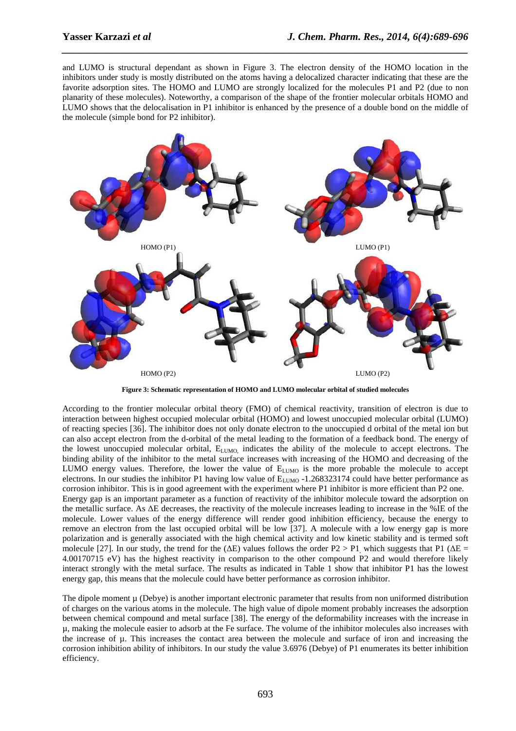and LUMO is structural dependant as shown in Figure 3. The electron density of the HOMO location in the inhibitors under study is mostly distributed on the atoms having a delocalized character indicating that these are the favorite adsorption sites. The HOMO and LUMO are strongly localized for the molecules P1 and P2 (due to non planarity of these molecules). Noteworthy, a comparison of the shape of the frontier molecular orbitals HOMO and LUMO shows that the delocalisation in P1 inhibitor is enhanced by the presence of a double bond on the middle of the molecule (simple bond for P2 inhibitor).

HOMO (P1) LUMO (P1)

HOMO (P2) LUMO (P2)

**Figure 3: Schematic representation of HOMO and LUMO molecular orbital of studied molecules**

According to the frontier molecular orbital theory (FMO) of chemical reactivity, transition of electron is due to interaction between highest occupied molecular orbital (HOMO) and lowest unoccupied molecular orbital (LUMO) of reacting species [36]. The inhibitor does not only donate electron to the unoccupied d orbital of the metal ion but can also accept electron from the d-orbital of the metal leading to the formation of a feedback bond. The energy of the lowest unoccupied molecular orbital, $E_{LUMO,}$ indicates the ability of the molecule to accept electrons. The binding ability of the inhibitor to the metal surface increases with increasing of the HOMO and decreasing of the LUMO energy values. Therefore, the lower the value of $E_{LUMO}$ is the more probable the molecule to accept electrons. In our studies the inhibitor P1 having low value of $E_{LUMO}$ -1.268323174 could have better performance as corrosion inhibitor. This is in good agreement with the experiment where P1 inhibitor is more efficient than P2 one.
Energy gap is an important parameter as a function of reactivity of the inhibitor molecule toward the adsorption on the metallic surface. As ΔE decreases, the reactivity of the molecule increases leading to increase in the %IE of the molecule. Lower values of the energy difference will render good inhibition efficiency, because the energy to remove an electron from the last occupied orbital will be low [37]. A molecule with a low energy gap is more polarization and is generally associated with the high chemical activity and low kinetic stability and is termed soft molecule [27]. In our study, the trend for the (ΔE) values follows the order P2 > P1, which suggests that P1 (ΔE = 4.00170715 eV) has the highest reactivity in comparison to the other compound P2 and would therefore likely interact strongly with the metal surface. The results as indicated in Table 1 show that inhibitor P1 has the lowest energy gap, this means that the molecule could have better performance as corrosion inhibitor.

The dipole moment μ (Debye) is another important electronic parameter that results from non uniformed distribution of charges on the various atoms in the molecule. The high value of dipole moment probably increases the adsorption between chemical compound and metal surface [38]. The energy of the deformability increases with the increase in μ, making the molecule easier to adsorb at the Fe surface. The volume of the inhibitor molecules also increases with the increase of μ. This increases the contact area between the molecule and surface of iron and increasing the corrosion inhibition ability of inhibitors. In our study the value 3.6976 (Debye) of P1 enumerates its better inhibition efficiency.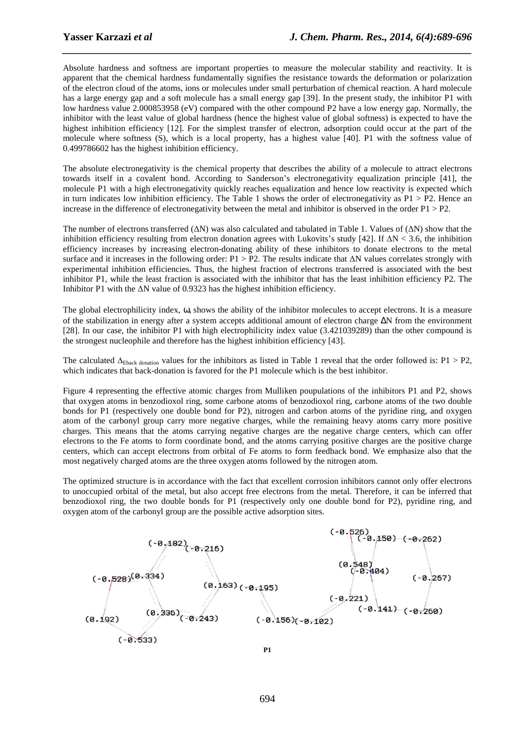Absolute hardness and softness are important properties to measure the molecular stability and reactivity. It is apparent that the chemical hardness fundamentally signifies the resistance towards the deformation or polarization of the electron cloud of the atoms, ions or molecules under small perturbation of chemical reaction. A hard molecule has a large energy gap and a soft molecule has a small energy gap [39]. In the present study, the inhibitor P1 with low hardness value 2.000853958 (eV) compared with the other compound P2 have a low energy gap. Normally, the inhibitor with the least value of global hardness (hence the highest value of global softness) is expected to have the highest inhibition efficiency [12]. For the simplest transfer of electron, adsorption could occur at the part of the molecule where softness (S), which is a local property, has a highest value [40]. P1 with the softness value of 0.499786602 has the highest inhibition efficiency.

The absolute electronegativity is the chemical property that describes the ability of a molecule to attract electrons towards itself in a covalent bond. According to Sanderson's electronegativity equalization principle [41], the molecule P1 with a high electronegativity quickly reaches equalization and hence low reactivity is expected which in turn indicates low inhibition efficiency. The Table 1 shows the order of electronegativity as P1 > P2. Hence an increase in the difference of electronegativity between the metal and inhibitor is observed in the order P1 > P2.

The number of electrons transferred ($\Delta N$) was also calculated and tabulated in Table 1. Values of ($\Delta N$) show that the inhibition efficiency resulting from electron donation agrees with Lukovits's study [42]. If $\Delta N < 3.6$, the inhibition efficiency increases by increasing electron-donating ability of these inhibitors to donate electrons to the metal surface and it increases in the following order: P1 > P2. The results indicate that $\Delta N$ values correlates strongly with experimental inhibition efficiencies. Thus, the highest fraction of electrons transferred is associated with the best inhibitor P1, while the least fraction is associated with the inhibitor that has the least inhibition efficiency P2. The Inhibitor P1 with the $\Delta N$ value of 0.9323 has the highest inhibition efficiency.

The global electrophilicity index, $\omega$, shows the ability of the inhibitor molecules to accept electrons. It is a measure of the stabilization in energy after a system accepts additional amount of electron charge $\Delta N$ from the environment [28]. In our case, the inhibitor P1 with high electrophilicity index value (3.421039289) than the other compound is the strongest nucleophile and therefore has the highest inhibition efficiency [43].

The calculated $\Delta_{Eback\ donation}$ values for the inhibitors as listed in Table 1 reveal that the order followed is: P1 > P2, which indicates that back-donation is favored for the P1 molecule which is the best inhibitor.

Figure 4 representing the effective atomic charges from Mulliken poupulations of the inhibitors P1 and P2, shows that oxygen atoms in benzodioxol ring, some carbone atoms of benzodioxol ring, carbone atoms of the two double bonds for P1 (respectively one double bond for P2), nitrogen and carbon atoms of the pyridine ring, and oxygen atom of the carbonyl group carry more negative charges, while the remaining heavy atoms carry more positive charges. This means that the atoms carrying negative charges are the negative charge centers, which can offer electrons to the Fe atoms to form coordinate bond, and the atoms carrying positive charges are the positive charge centers, which can accept electrons from orbital of Fe atoms to form feedback bond. We emphasize also that the most negatively charged atoms are the three oxygen atoms followed by the nitrogen atom.

The optimized structure is in accordance with the fact that excellent corrosion inhibitors cannot only offer electrons to unoccupied orbital of the metal, but also accept free electrons from the metal. Therefore, it can be inferred that benzodioxol ring, the two double bonds for P1 (respectively only one double bond for P2), pyridine ring, and oxygen atom of the carbonyl group are the possible active adsorption sites.

(-0.182) (-0.216) (-0.528) (0.334) (0.163) (-0.195) (0.192) (0.336) (-0.243) (-0.533) (-0.156) (-0.102) (-0.526) (-0.150) (-0.262) (0.548) (-0.404) (-0.267) (-0.221) (-0.141) (-0.260)

**P1**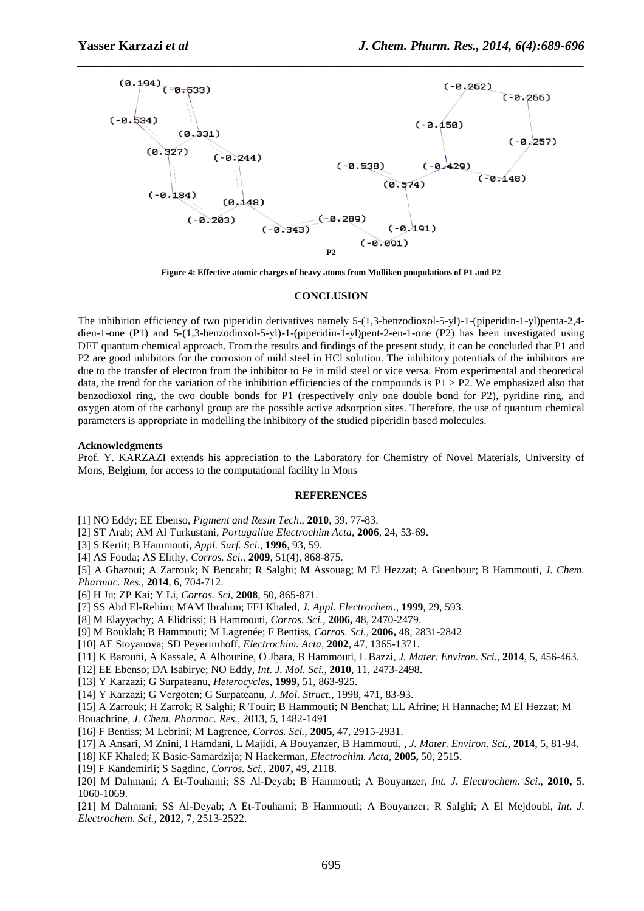(0.194) (-0.533)

(-0.534)

(0.331)

(0.327)

(-0.244)

(-0.184)

(0.148)

(-0.203)

(-0.343)

(-0.289)

(-0.262)

(-0.266)

(-0.150)

(-0.257)

(-0.538)

(-0.429)

(-0.148)

(0.574)

(-0.191)

(-0.091)

**P2**

**Figure 4: Effective atomic charges of heavy atoms from Mulliken poupulations of P1 and P2**

## CONCLUSION

The inhibition efficiency of two piperidin derivatives namely 5-(1,3-benzodioxol-5-yl)-1-(piperidin-1-yl)penta-2,4-dien-1-one (P1) and 5-(1,3-benzodioxol-5-yl)-1-(piperidin-1-yl)pent-2-en-1-one (P2) has been investigated using DFT quantum chemical approach. From the results and findings of the present study, it can be concluded that P1 and P2 are good inhibitors for the corrosion of mild steel in HCl solution. The inhibitory potentials of the inhibitors are due to the transfer of electron from the inhibitor to Fe in mild steel or vice versa. From experimental and theoretical data, the trend for the variation of the inhibition efficiencies of the compounds is P1 > P2. We emphasized also that benzodioxol ring, the two double bonds for P1 (respectively only one double bond for P2), pyridine ring, and oxygen atom of the carbonyl group are the possible active adsorption sites. Therefore, the use of quantum chemical parameters is appropriate in modelling the inhibitory of the studied piperidin based molecules.

**Acknowledgments**

Prof. Y. KARZAZI extends his appreciation to the Laboratory for Chemistry of Novel Materials, University of Mons, Belgium, for access to the computational facility in Mons

## REFERENCES

[1] NO Eddy; EE Ebenso, *Pigment and Resin Tech.*, **2010**, 39, 77-83.

[2] ST Arab; AM Al Turkustani, *Portugaliae Electrochim Acta*, **2006**, 24, 53-69.

[3] S Kertit; B Hammouti, *Appl. Surf. Sci.*, **1996**, 93, 59.

[4] AS Fouda; AS Elithy, *Corros. Sci.*, **2009**, 51(4), 868-875.

[5] A Ghazoui; A Zarrouk; N Bencaht; R Salghi; M Assouag; M El Hezzat; A Guenbour; B Hammouti, *J. Chem. Pharmac. Res.*, **2014**, 6, 704-712.

[6] H Ju; ZP Kai; Y Li, *Corros. Sci*, **2008**, 50, 865-871.

[7] SS Abd El-Rehim; MAM Ibrahim; FFJ Khaled, *J. Appl. Electrochem.*, **1999**, 29, 593.

[8] M Elayyachy; A Elidrissi; B Hammouti, *Corros. Sci.*, **2006,** 48, 2470-2479.

[9] M Bouklah; B Hammouti; M Lagrenée; F Bentiss, *Corros. Sci.*, **2006,** 48, 2831-2842

[10] AE Stoyanova; SD Peyerimhoff, *Electrochim. Acta*, **2002**, 47, 1365-1371.

[11] K Barouni, A Kassale, A Albourine, O Jbara, B Hammouti, L Bazzi, *J. Mater. Environ. Sci.*, **2014**, 5, 456-463.

[12] EE Ebenso; DA Isabirye; NO Eddy, *Int. J. Mol. Sci.*, **2010**, 11, 2473-2498.

[13] Y Karzazi; G Surpateanu, *Heterocycles*, **1999,** 51, 863-925.

[14] Y Karzazi; G Vergoten; G Surpateanu, *J. Mol. Struct.*, 1998, 471, 83-93.

[15] A Zarrouk; H Zarrok; R Salghi; R Touir; B Hammouti; N Benchat; LL Afrine; H Hannache; M El Hezzat; M Bouachrine, *J. Chem. Pharmac. Res.*, 2013, 5, 1482-1491

[16] F Bentiss; M Lebrini; M Lagrenee, *Corros. Sci.*, **2005**, 47, 2915-2931.

[17] A Ansari, M Znini, I Hamdani, L Majidi, A Bouyanzer, B Hammouti, , *J. Mater. Environ. Sci.*, **2014**, 5, 81-94.

[18] KF Khaled; K Basic-Samardzija; N Hackerman, *Electrochim. Acta*, **2005,** 50, 2515.

[19] F Kandemirli; S Sagdinc, *Corros. Sci.*, **2007,** 49, 2118.

[20] M Dahmani; A Et-Touhami; SS Al-Deyab; B Hammouti; A Bouyanzer, *Int. J. Electrochem. Sci*., **2010,** 5, 1060-1069.

[21] M Dahmani; SS Al-Deyab; A Et-Touhami; B Hammouti; A Bouyanzer; R Salghi; A El Mejdoubi, *Int. J. Electrochem. Sci.*, **2012,** 7, 2513-2522.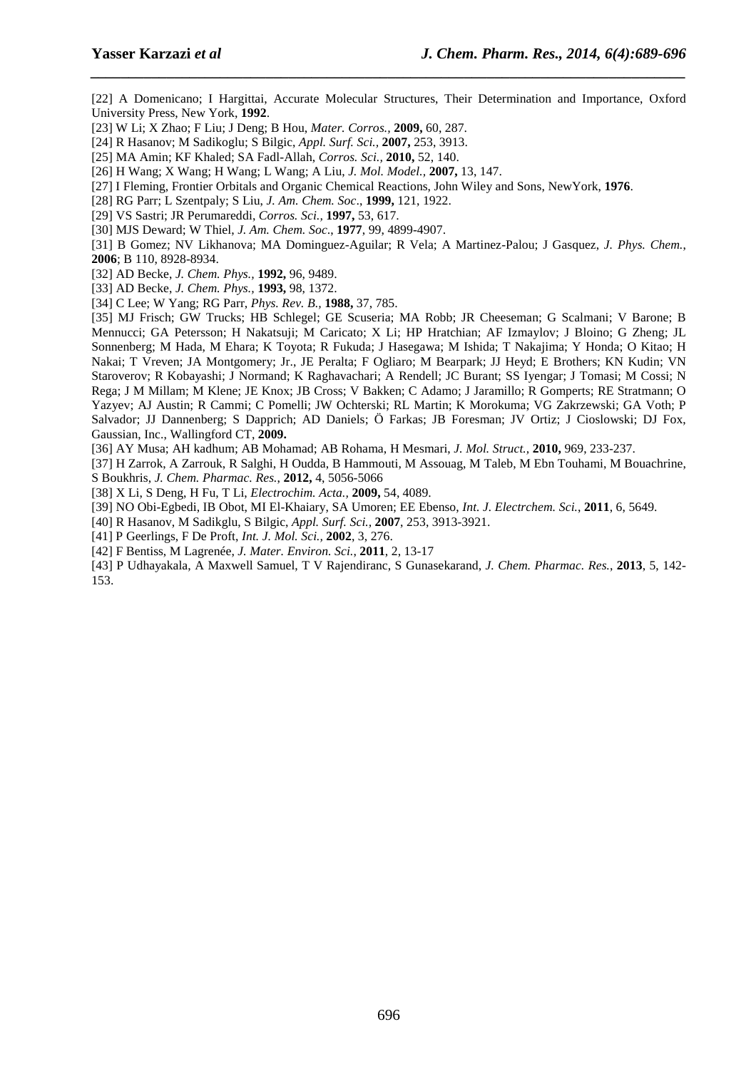[22] A Domenicano; I Hargittai, Accurate Molecular Structures, Their Determination and Importance, Oxford University Press, New York, **1992**.

[23] W Li; X Zhao; F Liu; J Deng; B Hou, *Mater. Corros.,* **2009,** 60, 287.

[24] R Hasanov; M Sadikoglu; S Bilgic, *Appl. Surf. Sci.,* **2007,** 253, 3913.

[25] MA Amin; KF Khaled; SA Fadl-Allah, *Corros. Sci.,* **2010,** 52, 140.

[26] H Wang; X Wang; H Wang; L Wang; A Liu, *J. Mol. Model.,* **2007,** 13, 147.

[27] I Fleming, Frontier Orbitals and Organic Chemical Reactions, John Wiley and Sons, NewYork, **1976**.

[28] RG Parr; L Szentpaly; S Liu, *J. Am. Chem. Soc*., **1999,** 121, 1922.

[29] VS Sastri; JR Perumareddi, *Corros. Sci.,* **1997,** 53, 617.

[30] MJS Deward; W Thiel, *J. Am. Chem. Soc*., **1977**, 99, 4899-4907.

[31] B Gomez; NV Likhanova; MA Dominguez-Aguilar; R Vela; A Martinez-Palou; J Gasquez, *J. Phys. Chem.,* **2006**; B 110, 8928-8934.

[32] AD Becke, *J. Chem. Phys.,* **1992,** 96, 9489.

[33] AD Becke, *J. Chem. Phys.,* **1993,** 98, 1372.

[34] C Lee; W Yang; RG Parr, *Phys. Rev. B.,* **1988,** 37, 785.

[35] MJ Frisch; GW Trucks; HB Schlegel; GE Scuseria; MA Robb; JR Cheeseman; G Scalmani; V Barone; B Mennucci; GA Petersson; H Nakatsuji; M Caricato; X Li; HP Hratchian; AF Izmaylov; J Bloino; G Zheng; JL Sonnenberg; M Hada, M Ehara; K Toyota; R Fukuda; J Hasegawa; M Ishida; T Nakajima; Y Honda; O Kitao; H Nakai; T Vreven; JA Montgomery; Jr., JE Peralta; F Ogliaro; M Bearpark; JJ Heyd; E Brothers; KN Kudin; VN Staroverov; R Kobayashi; J Normand; K Raghavachari; A Rendell; JC Burant; SS Iyengar; J Tomasi; M Cossi; N Rega; J M Millam; M Klene; JE Knox; JB Cross; V Bakken; C Adamo; J Jaramillo; R Gomperts; RE Stratmann; O Yazyev; AJ Austin; R Cammi; C Pomelli; JW Ochterski; RL Martin; K Morokuma; VG Zakrzewski; GA Voth; P Salvador; JJ Dannenberg; S Dapprich; AD Daniels; Ö Farkas; JB Foresman; JV Ortiz; J Cioslowski; DJ Fox, Gaussian, Inc., Wallingford CT, **2009.**

[36] AY Musa; AH kadhum; AB Mohamad; AB Rohama, H Mesmari, *J. Mol. Struct.,* **2010,** 969, 233-237.

[37] H Zarrok, A Zarrouk, R Salghi, H Oudda, B Hammouti, M Assouag, M Taleb, M Ebn Touhami, M Bouachrine, S Boukhris, *J. Chem. Pharmac. Res.,* **2012,** 4, 5056-5066

[38] X Li, S Deng, H Fu, T Li, *Electrochim. Acta.,* **2009,** 54, 4089.

[39] NO Obi-Egbedi, IB Obot, MI El-Khaiary, SA Umoren; EE Ebenso, *Int. J. Electrchem. Sci.*, **2011**, 6, 5649.

[40] R Hasanov, M Sadikglu, S Bilgic, *Appl. Surf. Sci.*, **2007**, 253, 3913-3921.

[41] P Geerlings, F De Proft, *Int. J. Mol. Sci.,* **2002**, 3, 276.

[42] F Bentiss, M Lagrenée, *J. Mater. Environ. Sci.*, **2011**, 2, 13-17

[43] P Udhayakala, A Maxwell Samuel, T V Rajendiranc, S Gunasekarand, *J. Chem. Pharmac. Res.*, **2013**, 5, 142-153.